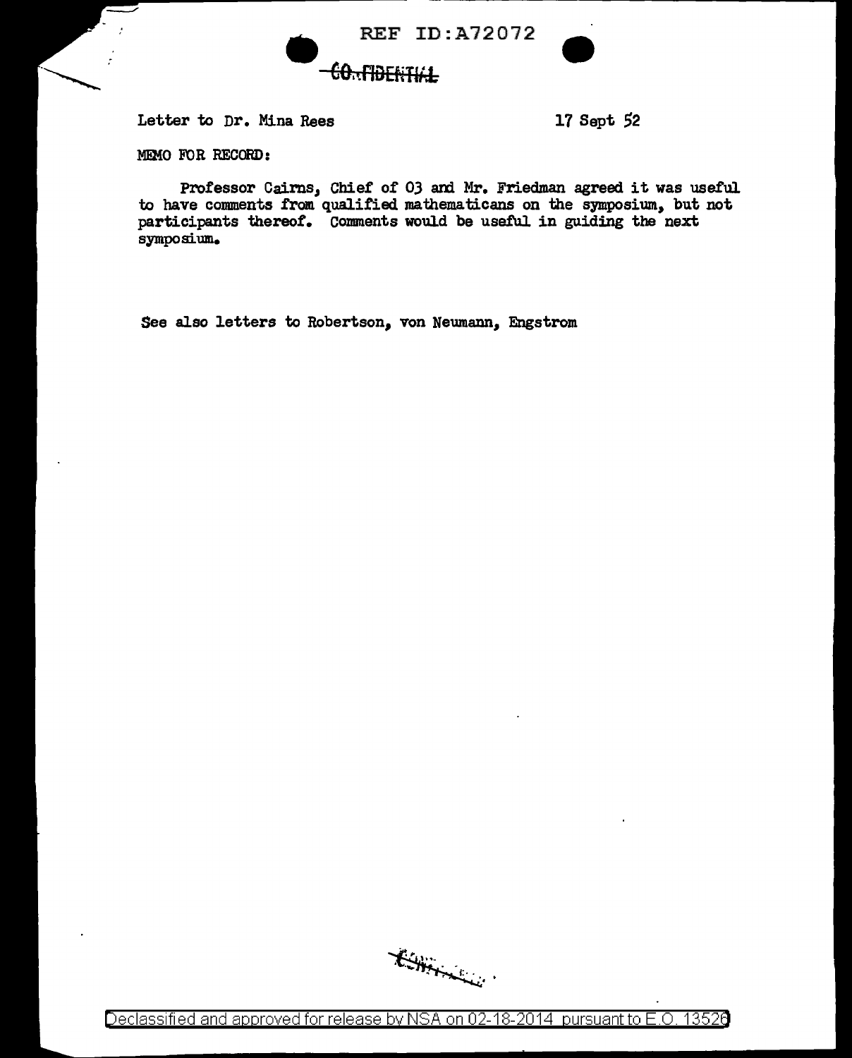REF ID:A72072

CONFIDENTIAL

Letter to Dr. Mina Rees

17 Sept 52

MEMO FOR RECORD:

Professor Cairns, Chief of 03 and Mr. Friedman agreed it was useful to have comments from qualified mathematicans on the symposium, but not participants thereof. Comments would be useful in guiding the next symposium.

See also letters to Robertson, von Neumann, Engstrom

Declassified and approved for release by NSA on 02-18-2014 pursuant to E.O. 13526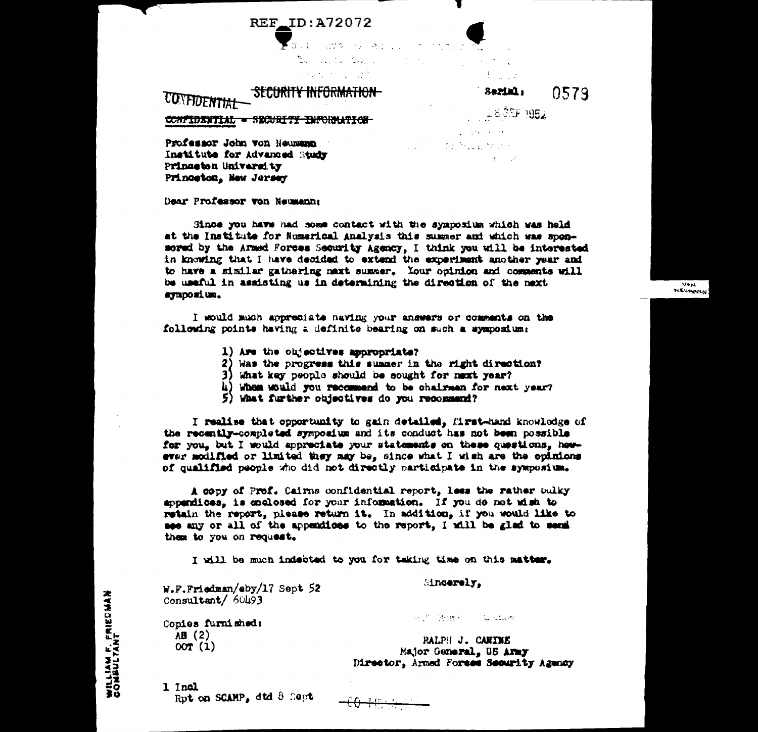REF ID:A72072

~~SECURITY INFORMATION~~

~~CONFIDENTIAL~~

~~CONFIDENTIAL - SECURITY INFORMATION~~

Serial: 0579

18 SEP 1952

Professor John von Neumann
Institute for Advanced Study
Princeton University
Princeton, New Jersey

Dear Professor von Neumann:

Since you have had some contact with the symposium which was held at the Institute for Numerical Analysis this summer and which was sponsored by the Armed Forces Security Agency, I think you will be interested in knowing that I have decided to extend the experiment another year and to have a similar gathering next summer. Your opinion and comments will be useful in assisting us in determining the direction of the next symposium.

I would much appreciate having your answers or comments on the following points having a definite bearing on such a symposium:

1) Are the objectives appropriate?
2) Was the progress this summer in the right direction?
3) What key people should be sought for next year?
4) Whom would you recommend to be chairman for next year?
5) What further objectives do you recommend?

I realize that opportunity to gain detailed, first-hand knowledge of the recently-completed symposium and its conduct has not been possible for you, but I would appreciate your statements on these questions, however modified or limited they may be, since what I wish are the opinions of qualified people who did not directly participate in the symposium.

A copy of Prof. Cairns confidential report, less the rather bulky appendices, is enclosed for your information. If you do not wish to retain the report, please return it. In addition, if you would like to see any or all of the appendices to the report, I will be glad to send them to you on request.

I will be much indebted to you for taking time on this matter.

Sincerely,

W.F.Friedman/eby/17 Sept 52
Consultant/ 60493

Copies furnished:
AB (2)
OOT (1)

RALPH J. CANINE
Major General, US Army
Director, Armed Forces Security Agency

1 Incl
Rpt on SCAMP, dtd 8 Sept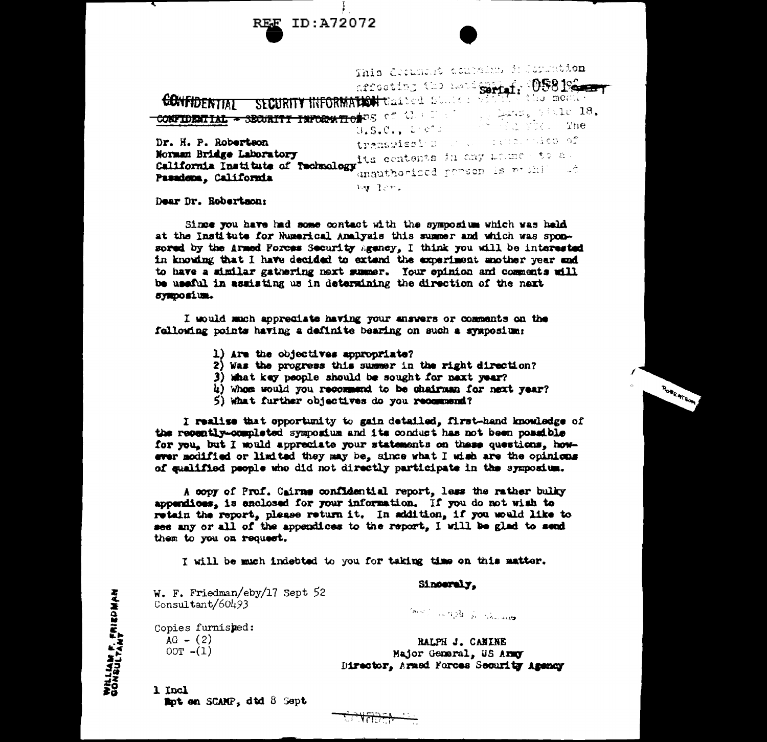REF ID:A72072

This document contains information affecting the national defense of the United States within the meaning of the Espionage Laws, Title 18, U.S.C., Sections 793 and 794. The transmission or the revelation of its contents in any manner to an unauthorized person is prohibited by law.

Serial: 0581

CONFIDENTIAL SECURITY INFORMATION

~~CONFIDENTIAL - SECURITY INFORMATION~~

Dr. H. P. Robertson
Norman Bridge Laboratory
California Institute of Technology
Pasadena, California

Dear Dr. Robertson:

Since you have had some contact with the symposium which was held at the Institute for Numerical Analysis this summer and which was sponsored by the Armed Forces Security Agency, I think you will be interested in knowing that I have decided to extend the experiment another year and to have a similar gathering next summer. Your opinion and comments will be useful in assisting us in determining the direction of the next symposium.

I would much appreciate having your answers or comments on the following points having a definite bearing on such a symposium:

1) Are the objectives appropriate?
2) Was the progress this summer in the right direction?
3) What key people should be sought for next year?
4) Whom would you recommend to be chairman for next year?
5) What further objectives do you recommend?

I realize that opportunity to gain detailed, first-hand knowledge of the recently-completed symposium and its conduct has not been possible for you, but I would appreciate your statements on these questions, however modified or limited they may be, since what I wish are the opinions of qualified people who did not directly participate in the symposium.

A copy of Prof. Cairns confidential report, less the rather bulky appendices, is enclosed for your information. If you do not wish to retain the report, please return it. In addition, if you would like to see any or all of the appendices to the report, I will be glad to send them to you on request.

I will be much indebted to you for taking time on this matter.

Sincerely,

W. F. Friedman/eby/17 Sept 52
Consultant/60493

Copies furnished:
AG - (2)
OOT - (1)

RALPH J. CANINE
Major General, US Army
Director, Armed Forces Security Agency

1 Incl
Rpt on SCAMP, dtd 8 Sept

WILLIAM F. FRIEDMAN
CONSULTANT

ROBERTSON

CONFIDENTIAL